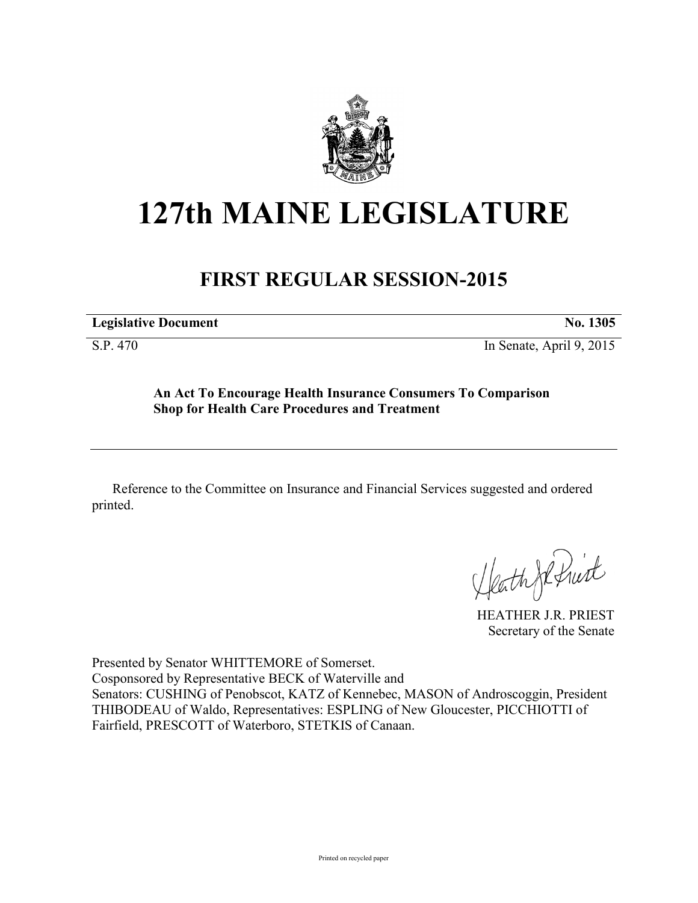# 127th MAINE LEGISLATURE

## FIRST REGULAR SESSION-2015

**Legislative Document** **No. 1305**

S.P. 470 In Senate, April 9, 2015

**An Act To Encourage Health Insurance Consumers To Comparison Shop for Health Care Procedures and Treatment**

---

Reference to the Committee on Insurance and Financial Services suggested and ordered printed.

HEATHER J.R. PRIEST
Secretary of the Senate

Presented by Senator WHITTEMORE of Somerset.
Cosponsored by Representative BECK of Waterville and
Senators: CUSHING of Penobscot, KATZ of Kennebec, MASON of Androscoggin, President THIBODEAU of Waldo, Representatives: ESPLING of New Gloucester, PICCHIOTTI of Fairfield, PRESCOTT of Waterboro, STETKIS of Canaan.

Printed on recycled paper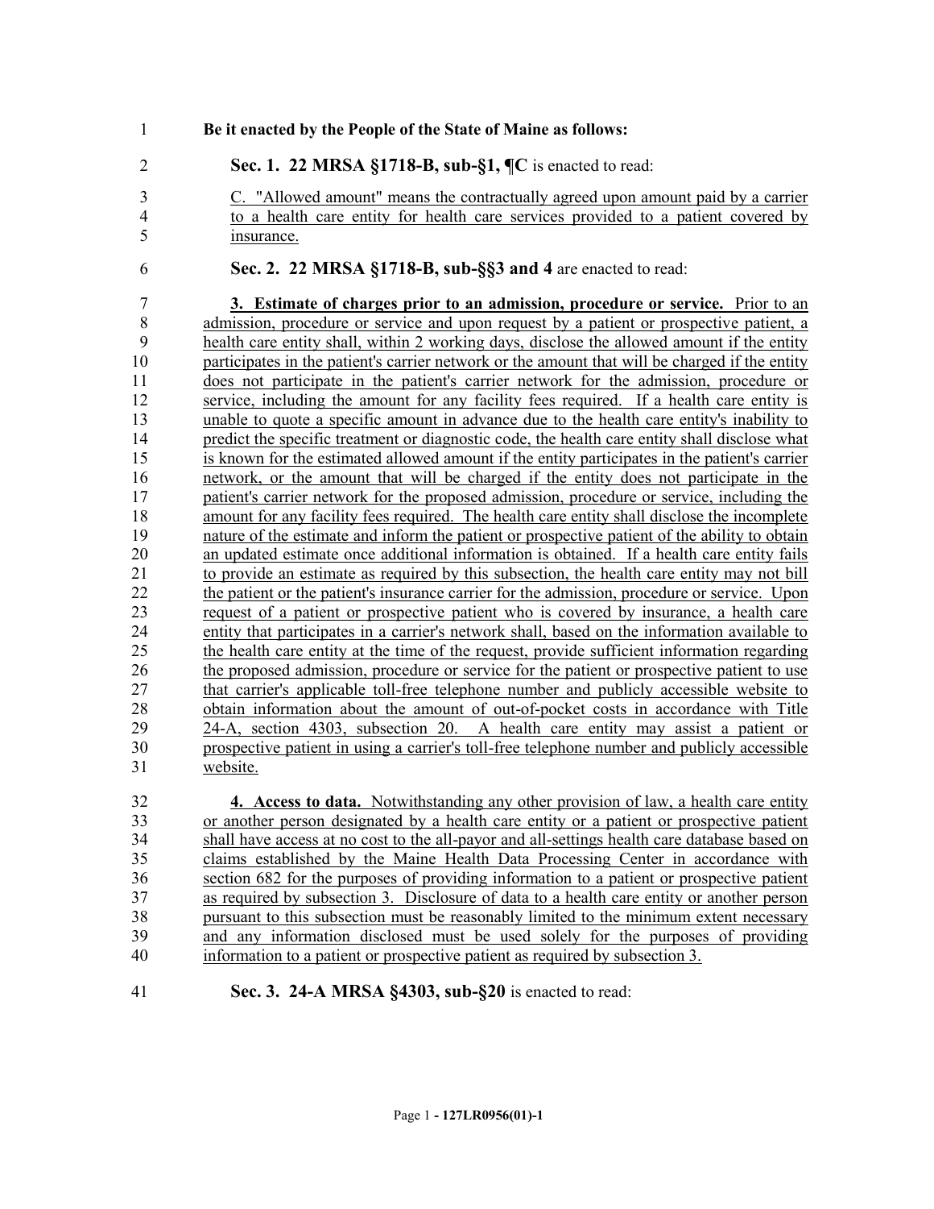**Be it enacted by the People of the State of Maine as follows:**

**Sec. 1. 22 MRSA §1718-B, sub-§1, ¶C** is enacted to read:

C. "Allowed amount" means the contractually agreed upon amount paid by a carrier to a health care entity for health care services provided to a patient covered by insurance.

**Sec. 2. 22 MRSA §1718-B, sub-§§3 and 4** are enacted to read:

**3. Estimate of charges prior to an admission, procedure or service.** Prior to an admission, procedure or service and upon request by a patient or prospective patient, a health care entity shall, within 2 working days, disclose the allowed amount if the entity participates in the patient's carrier network or the amount that will be charged if the entity does not participate in the patient's carrier network for the admission, procedure or service, including the amount for any facility fees required. If a health care entity is unable to quote a specific amount in advance due to the health care entity's inability to predict the specific treatment or diagnostic code, the health care entity shall disclose what is known for the estimated allowed amount if the entity participates in the patient's carrier network, or the amount that will be charged if the entity does not participate in the patient's carrier network for the proposed admission, procedure or service, including the amount for any facility fees required. The health care entity shall disclose the incomplete nature of the estimate and inform the patient or prospective patient of the ability to obtain an updated estimate once additional information is obtained. If a health care entity fails to provide an estimate as required by this subsection, the health care entity may not bill the patient or the patient's insurance carrier for the admission, procedure or service. Upon request of a patient or prospective patient who is covered by insurance, a health care entity that participates in a carrier's network shall, based on the information available to the health care entity at the time of the request, provide sufficient information regarding the proposed admission, procedure or service for the patient or prospective patient to use that carrier's applicable toll-free telephone number and publicly accessible website to obtain information about the amount of out-of-pocket costs in accordance with Title 24-A, section 4303, subsection 20. A health care entity may assist a patient or prospective patient in using a carrier's toll-free telephone number and publicly accessible website.

**4. Access to data.** Notwithstanding any other provision of law, a health care entity or another person designated by a health care entity or a patient or prospective patient shall have access at no cost to the all-payor and all-settings health care database based on claims established by the Maine Health Data Processing Center in accordance with section 682 for the purposes of providing information to a patient or prospective patient as required by subsection 3. Disclosure of data to a health care entity or another person pursuant to this subsection must be reasonably limited to the minimum extent necessary and any information disclosed must be used solely for the purposes of providing information to a patient or prospective patient as required by subsection 3.

**Sec. 3. 24-A MRSA §4303, sub-§20** is enacted to read: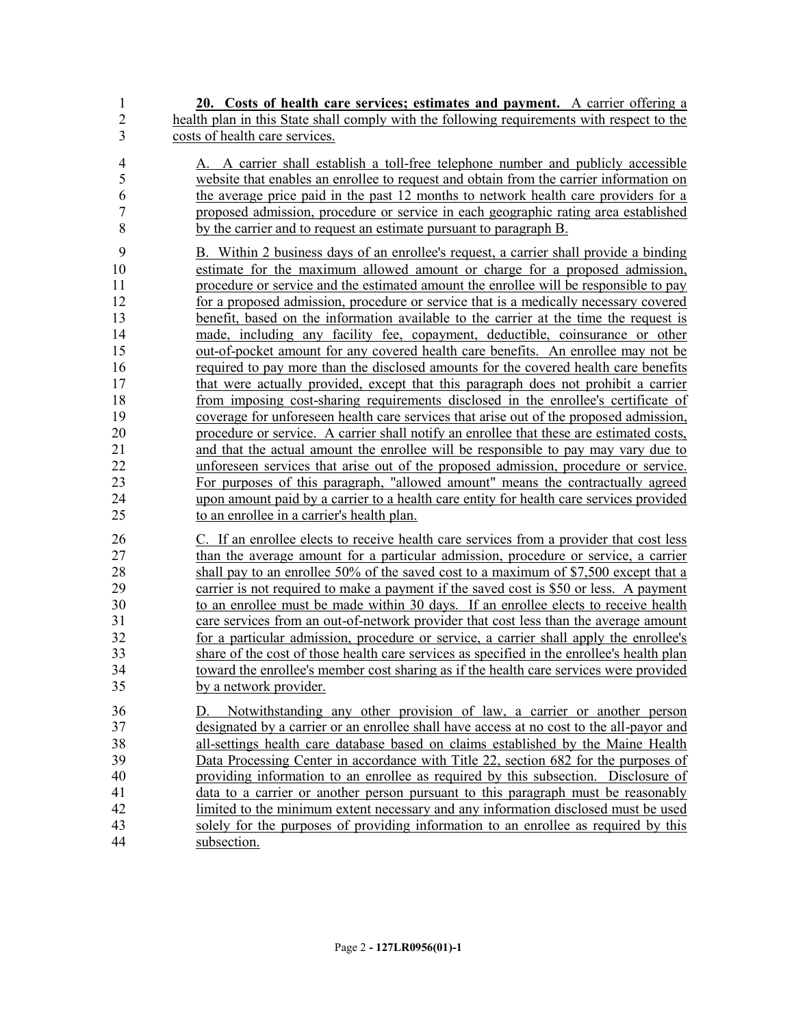**20. Costs of health care services; estimates and payment.** A carrier offering a health plan in this State shall comply with the following requirements with respect to the costs of health care services.

A. A carrier shall establish a toll-free telephone number and publicly accessible website that enables an enrollee to request and obtain from the carrier information on the average price paid in the past 12 months to network health care providers for a proposed admission, procedure or service in each geographic rating area established by the carrier and to request an estimate pursuant to paragraph B.

B. Within 2 business days of an enrollee's request, a carrier shall provide a binding estimate for the maximum allowed amount or charge for a proposed admission, procedure or service and the estimated amount the enrollee will be responsible to pay for a proposed admission, procedure or service that is a medically necessary covered benefit, based on the information available to the carrier at the time the request is made, including any facility fee, copayment, deductible, coinsurance or other out-of-pocket amount for any covered health care benefits. An enrollee may not be required to pay more than the disclosed amounts for the covered health care benefits that were actually provided, except that this paragraph does not prohibit a carrier from imposing cost-sharing requirements disclosed in the enrollee's certificate of coverage for unforeseen health care services that arise out of the proposed admission, procedure or service. A carrier shall notify an enrollee that these are estimated costs, and that the actual amount the enrollee will be responsible to pay may vary due to unforeseen services that arise out of the proposed admission, procedure or service. For purposes of this paragraph, "allowed amount" means the contractually agreed upon amount paid by a carrier to a health care entity for health care services provided to an enrollee in a carrier's health plan.

C. If an enrollee elects to receive health care services from a provider that cost less than the average amount for a particular admission, procedure or service, a carrier shall pay to an enrollee 50% of the saved cost to a maximum of $7,500 except that a carrier is not required to make a payment if the saved cost is $50 or less. A payment to an enrollee must be made within 30 days. If an enrollee elects to receive health care services from an out-of-network provider that cost less than the average amount for a particular admission, procedure or service, a carrier shall apply the enrollee's share of the cost of those health care services as specified in the enrollee's health plan toward the enrollee's member cost sharing as if the health care services were provided by a network provider.

D. Notwithstanding any other provision of law, a carrier or another person designated by a carrier or an enrollee shall have access at no cost to the all-payor and all-settings health care database based on claims established by the Maine Health Data Processing Center in accordance with Title 22, section 682 for the purposes of providing information to an enrollee as required by this subsection. Disclosure of data to a carrier or another person pursuant to this paragraph must be reasonably limited to the minimum extent necessary and any information disclosed must be used solely for the purposes of providing information to an enrollee as required by this subsection.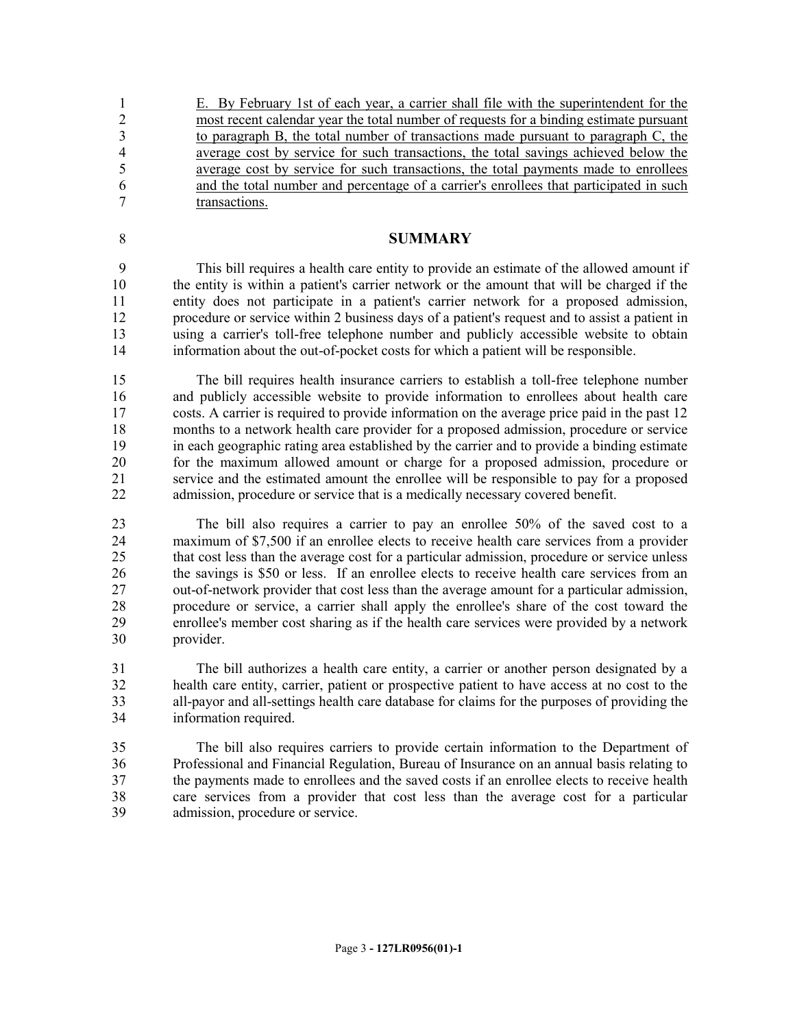E. By February 1st of each year, a carrier shall file with the superintendent for the most recent calendar year the total number of requests for a binding estimate pursuant to paragraph B, the total number of transactions made pursuant to paragraph C, the average cost by service for such transactions, the total savings achieved below the average cost by service for such transactions, the total payments made to enrollees and the total number and percentage of a carrier's enrollees that participated in such transactions.

## SUMMARY

This bill requires a health care entity to provide an estimate of the allowed amount if the entity is within a patient's carrier network or the amount that will be charged if the entity does not participate in a patient's carrier network for a proposed admission, procedure or service within 2 business days of a patient's request and to assist a patient in using a carrier's toll-free telephone number and publicly accessible website to obtain information about the out-of-pocket costs for which a patient will be responsible.

The bill requires health insurance carriers to establish a toll-free telephone number and publicly accessible website to provide information to enrollees about health care costs. A carrier is required to provide information on the average price paid in the past 12 months to a network health care provider for a proposed admission, procedure or service in each geographic rating area established by the carrier and to provide a binding estimate for the maximum allowed amount or charge for a proposed admission, procedure or service and the estimated amount the enrollee will be responsible to pay for a proposed admission, procedure or service that is a medically necessary covered benefit.

The bill also requires a carrier to pay an enrollee 50% of the saved cost to a maximum of $7,500 if an enrollee elects to receive health care services from a provider that cost less than the average cost for a particular admission, procedure or service unless the savings is $50 or less. If an enrollee elects to receive health care services from an out-of-network provider that cost less than the average amount for a particular admission, procedure or service, a carrier shall apply the enrollee's share of the cost toward the enrollee's member cost sharing as if the health care services were provided by a network provider.

The bill authorizes a health care entity, a carrier or another person designated by a health care entity, carrier, patient or prospective patient to have access at no cost to the all-payor and all-settings health care database for claims for the purposes of providing the information required.

The bill also requires carriers to provide certain information to the Department of Professional and Financial Regulation, Bureau of Insurance on an annual basis relating to the payments made to enrollees and the saved costs if an enrollee elects to receive health care services from a provider that cost less than the average cost for a particular admission, procedure or service.